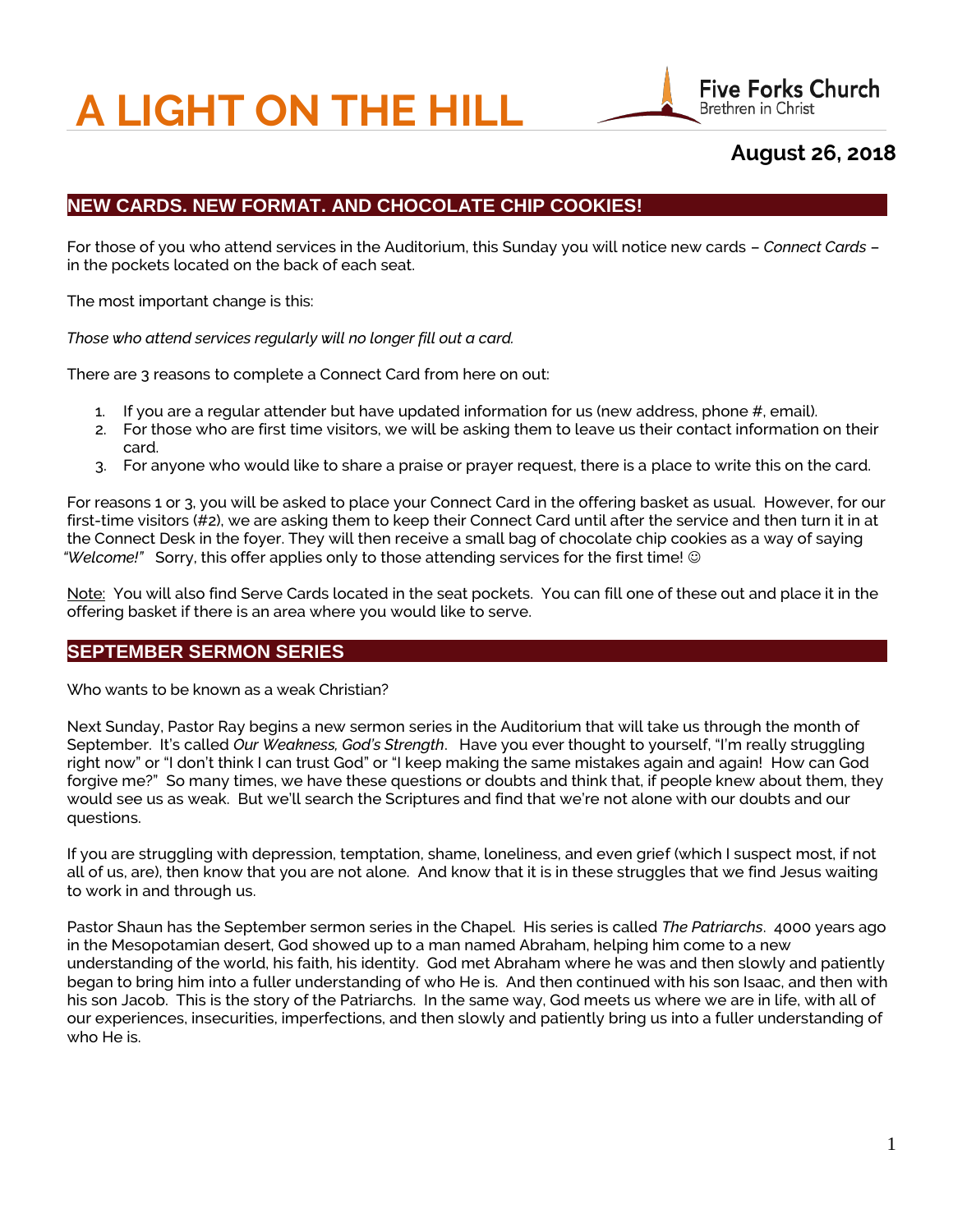# A LIGHT ON THE HILL

Five Forks Church
Brethren in Christ

**August 26, 2018**

## NEW CARDS. NEW FORMAT. AND CHOCOLATE CHIP COOKIES!

For those of you who attend services in the Auditorium, this Sunday you will notice new cards – *Connect Cards* – in the pockets located on the back of each seat.

The most important change is this:

*Those who attend services regularly will no longer fill out a card.*

There are 3 reasons to complete a Connect Card from here on out:

1. If you are a regular attender but have updated information for us (new address, phone #, email).
2. For those who are first time visitors, we will be asking them to leave us their contact information on their card.
3. For anyone who would like to share a praise or prayer request, there is a place to write this on the card.

For reasons 1 or 3, you will be asked to place your Connect Card in the offering basket as usual. However, for our first-time visitors (#2), we are asking them to keep their Connect Card until after the service and then turn it in at the Connect Desk in the foyer. They will then receive a small bag of chocolate chip cookies as a way of saying *"Welcome!"* Sorry, this offer applies only to those attending services for the first time! ☺

Note: You will also find Serve Cards located in the seat pockets. You can fill one of these out and place it in the offering basket if there is an area where you would like to serve.

## SEPTEMBER SERMON SERIES

Who wants to be known as a weak Christian?

Next Sunday, Pastor Ray begins a new sermon series in the Auditorium that will take us through the month of September. It's called *Our Weakness, God's Strength*. Have you ever thought to yourself, "I'm really struggling right now" or "I don't think I can trust God" or "I keep making the same mistakes again and again! How can God forgive me?" So many times, we have these questions or doubts and think that, if people knew about them, they would see us as weak. But we'll search the Scriptures and find that we're not alone with our doubts and our questions.

If you are struggling with depression, temptation, shame, loneliness, and even grief (which I suspect most, if not all of us, are), then know that you are not alone. And know that it is in these struggles that we find Jesus waiting to work in and through us.

Pastor Shaun has the September sermon series in the Chapel. His series is called *The Patriarchs*. 4000 years ago in the Mesopotamian desert, God showed up to a man named Abraham, helping him come to a new understanding of the world, his faith, his identity. God met Abraham where he was and then slowly and patiently began to bring him into a fuller understanding of who He is. And then continued with his son Isaac, and then with his son Jacob. This is the story of the Patriarchs. In the same way, God meets us where we are in life, with all of our experiences, insecurities, imperfections, and then slowly and patiently bring us into a fuller understanding of who He is.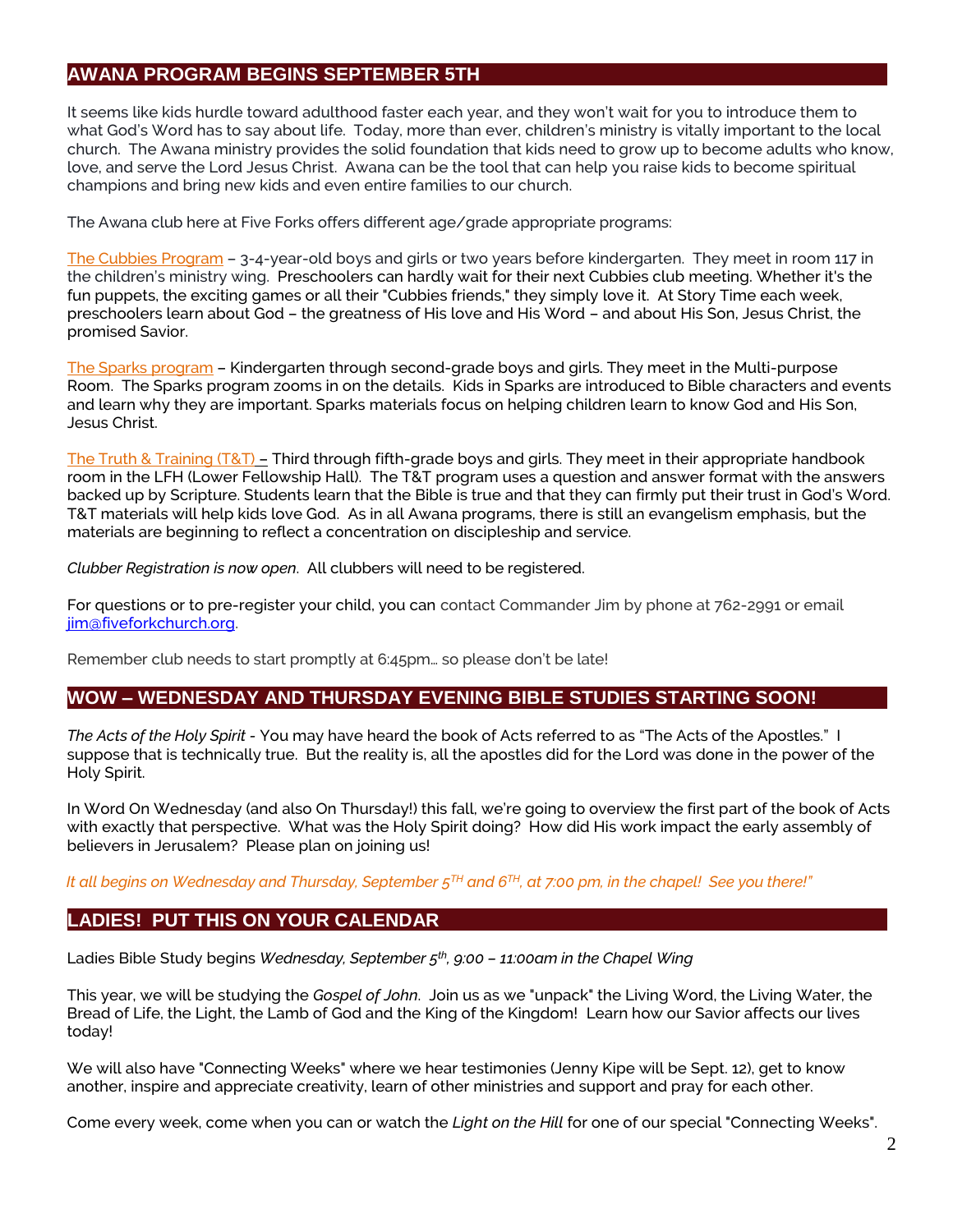## AWANA PROGRAM BEGINS SEPTEMBER 5TH

It seems like kids hurdle toward adulthood faster each year, and they won't wait for you to introduce them to what God's Word has to say about life. Today, more than ever, children's ministry is vitally important to the local church. The Awana ministry provides the solid foundation that kids need to grow up to become adults who know, love, and serve the Lord Jesus Christ. Awana can be the tool that can help you raise kids to become spiritual champions and bring new kids and even entire families to our church.

The Awana club here at Five Forks offers different age/grade appropriate programs:

The Cubbies Program – 3-4-year-old boys and girls or two years before kindergarten. They meet in room 117 in the children's ministry wing. Preschoolers can hardly wait for their next Cubbies club meeting. Whether it's the fun puppets, the exciting games or all their "Cubbies friends," they simply love it. At Story Time each week, preschoolers learn about God – the greatness of His love and His Word – and about His Son, Jesus Christ, the promised Savior.

The Sparks program – Kindergarten through second-grade boys and girls. They meet in the Multi-purpose Room. The Sparks program zooms in on the details. Kids in Sparks are introduced to Bible characters and events and learn why they are important. Sparks materials focus on helping children learn to know God and His Son, Jesus Christ.

The Truth & Training (T&T) – Third through fifth-grade boys and girls. They meet in their appropriate handbook room in the LFH (Lower Fellowship Hall). The T&T program uses a question and answer format with the answers backed up by Scripture. Students learn that the Bible is true and that they can firmly put their trust in God's Word. T&T materials will help kids love God. As in all Awana programs, there is still an evangelism emphasis, but the materials are beginning to reflect a concentration on discipleship and service.

*Clubber Registration is now open.* All clubbers will need to be registered.

For questions or to pre-register your child, you can contact Commander Jim by phone at 762-2991 or email jim@fiveforkchurch.org.

Remember club needs to start promptly at 6:45pm… so please don't be late!

## WOW – WEDNESDAY AND THURSDAY EVENING BIBLE STUDIES STARTING SOON!

*The Acts of the Holy Spirit* - You may have heard the book of Acts referred to as "The Acts of the Apostles." I suppose that is technically true. But the reality is, all the apostles did for the Lord was done in the power of the Holy Spirit.

In Word On Wednesday (and also On Thursday!) this fall, we're going to overview the first part of the book of Acts with exactly that perspective. What was the Holy Spirit doing? How did His work impact the early assembly of believers in Jerusalem? Please plan on joining us!

*It all begins on Wednesday and Thursday, September 5TH and 6TH, at 7:00 pm, in the chapel! See you there!"*

## LADIES! PUT THIS ON YOUR CALENDAR

Ladies Bible Study begins *Wednesday, September 5th, 9:00 – 11:00am in the Chapel Wing*

This year, we will be studying the *Gospel of John*. Join us as we "unpack" the Living Word, the Living Water, the Bread of Life, the Light, the Lamb of God and the King of the Kingdom! Learn how our Savior affects our lives today!

We will also have "Connecting Weeks" where we hear testimonies (Jenny Kipe will be Sept. 12), get to know another, inspire and appreciate creativity, learn of other ministries and support and pray for each other.

Come every week, come when you can or watch the *Light on the Hill* for one of our special "Connecting Weeks".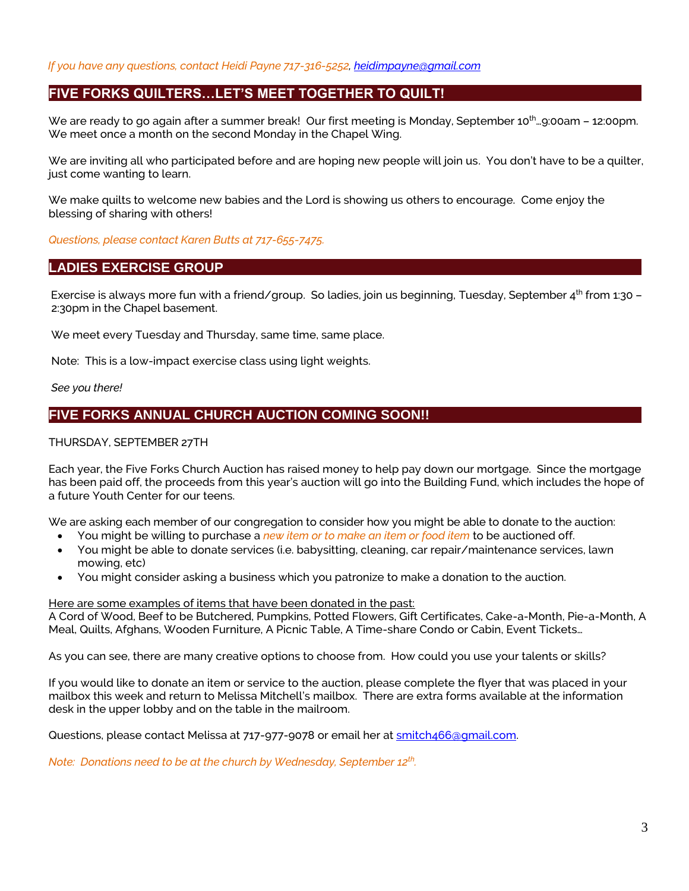*If you have any questions, contact Heidi Payne 717-316-5252, heidimpayne@gmail.com*

## FIVE FORKS QUILTERS…LET'S MEET TOGETHER TO QUILT!

We are ready to go again after a summer break! Our first meeting is Monday, September 10th…9:00am – 12:00pm. We meet once a month on the second Monday in the Chapel Wing.

We are inviting all who participated before and are hoping new people will join us. You don't have to be a quilter, just come wanting to learn.

We make quilts to welcome new babies and the Lord is showing us others to encourage. Come enjoy the blessing of sharing with others!

*Questions, please contact Karen Butts at 717-655-7475.*

## LADIES EXERCISE GROUP

Exercise is always more fun with a friend/group. So ladies, join us beginning, Tuesday, September 4th from 1:30 – 2:30pm in the Chapel basement.

We meet every Tuesday and Thursday, same time, same place.

Note: This is a low-impact exercise class using light weights.

*See you there!*

## FIVE FORKS ANNUAL CHURCH AUCTION COMING SOON!!

THURSDAY, SEPTEMBER 27TH

Each year, the Five Forks Church Auction has raised money to help pay down our mortgage. Since the mortgage has been paid off, the proceeds from this year's auction will go into the Building Fund, which includes the hope of a future Youth Center for our teens.

We are asking each member of our congregation to consider how you might be able to donate to the auction:

- You might be willing to purchase a *new item or to make an item or food item* to be auctioned off.
- You might be able to donate services (i.e. babysitting, cleaning, car repair/maintenance services, lawn mowing, etc)
- You might consider asking a business which you patronize to make a donation to the auction.

Here are some examples of items that have been donated in the past:
A Cord of Wood, Beef to be Butchered, Pumpkins, Potted Flowers, Gift Certificates, Cake-a-Month, Pie-a-Month, A Meal, Quilts, Afghans, Wooden Furniture, A Picnic Table, A Time-share Condo or Cabin, Event Tickets…

As you can see, there are many creative options to choose from. How could you use your talents or skills?

If you would like to donate an item or service to the auction, please complete the flyer that was placed in your mailbox this week and return to Melissa Mitchell's mailbox. There are extra forms available at the information desk in the upper lobby and on the table in the mailroom.

Questions, please contact Melissa at 717-977-9078 or email her at smitch466@gmail.com.

*Note: Donations need to be at the church by Wednesday, September 12th.*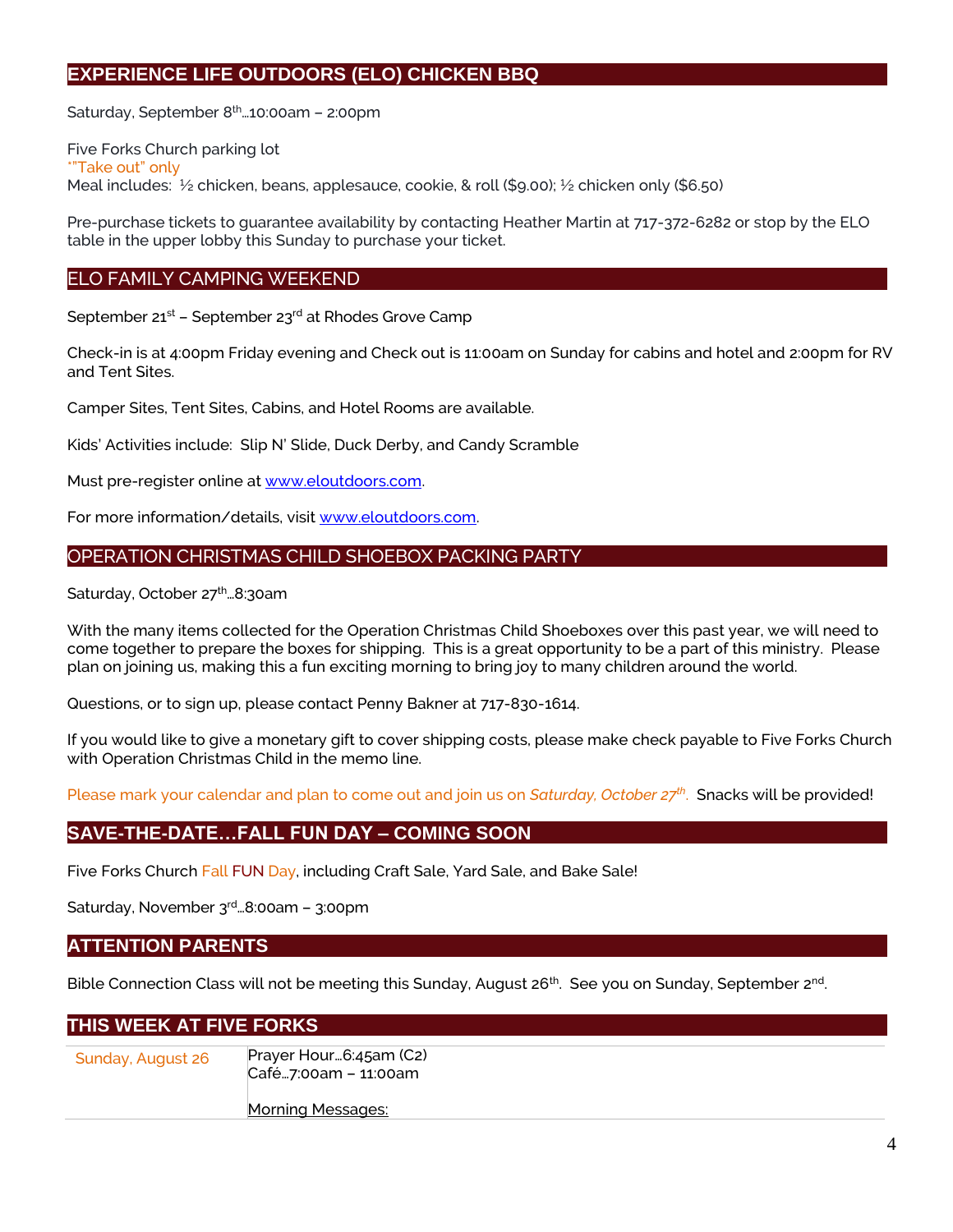## EXPERIENCE LIFE OUTDOORS (ELO) CHICKEN BBQ

Saturday, September 8th…10:00am – 2:00pm

Five Forks Church parking lot
*"Take out" only
Meal includes: ½ chicken, beans, applesauce, cookie, & roll ($9.00); ½ chicken only ($6.50)

Pre-purchase tickets to guarantee availability by contacting Heather Martin at 717-372-6282 or stop by the ELO table in the upper lobby this Sunday to purchase your ticket.

## ELO FAMILY CAMPING WEEKEND

September 21st – September 23rd at Rhodes Grove Camp

Check-in is at 4:00pm Friday evening and Check out is 11:00am on Sunday for cabins and hotel and 2:00pm for RV and Tent Sites.

Camper Sites, Tent Sites, Cabins, and Hotel Rooms are available.

Kids' Activities include: Slip N' Slide, Duck Derby, and Candy Scramble

Must pre-register online at www.eloutdoors.com.

For more information/details, visit www.eloutdoors.com.

## OPERATION CHRISTMAS CHILD SHOEBOX PACKING PARTY

Saturday, October 27th…8:30am

With the many items collected for the Operation Christmas Child Shoeboxes over this past year, we will need to come together to prepare the boxes for shipping. This is a great opportunity to be a part of this ministry. Please plan on joining us, making this a fun exciting morning to bring joy to many children around the world.

Questions, or to sign up, please contact Penny Bakner at 717-830-1614.

If you would like to give a monetary gift to cover shipping costs, please make check payable to Five Forks Church with Operation Christmas Child in the memo line.

Please mark your calendar and plan to come out and join us on *Saturday, October 27th*. Snacks will be provided!

## SAVE-THE-DATE…FALL FUN DAY – COMING SOON

Five Forks Church Fall FUN Day, including Craft Sale, Yard Sale, and Bake Sale!

Saturday, November 3rd…8:00am – 3:00pm

## ATTENTION PARENTS

Bible Connection Class will not be meeting this Sunday, August 26th. See you on Sunday, September 2nd.

## THIS WEEK AT FIVE FORKS

| | |
|---|---|
| Sunday, August 26 | Prayer Hour…6:45am (C2)<br>Café…7:00am – 11:00am<br><br>Morning Messages: |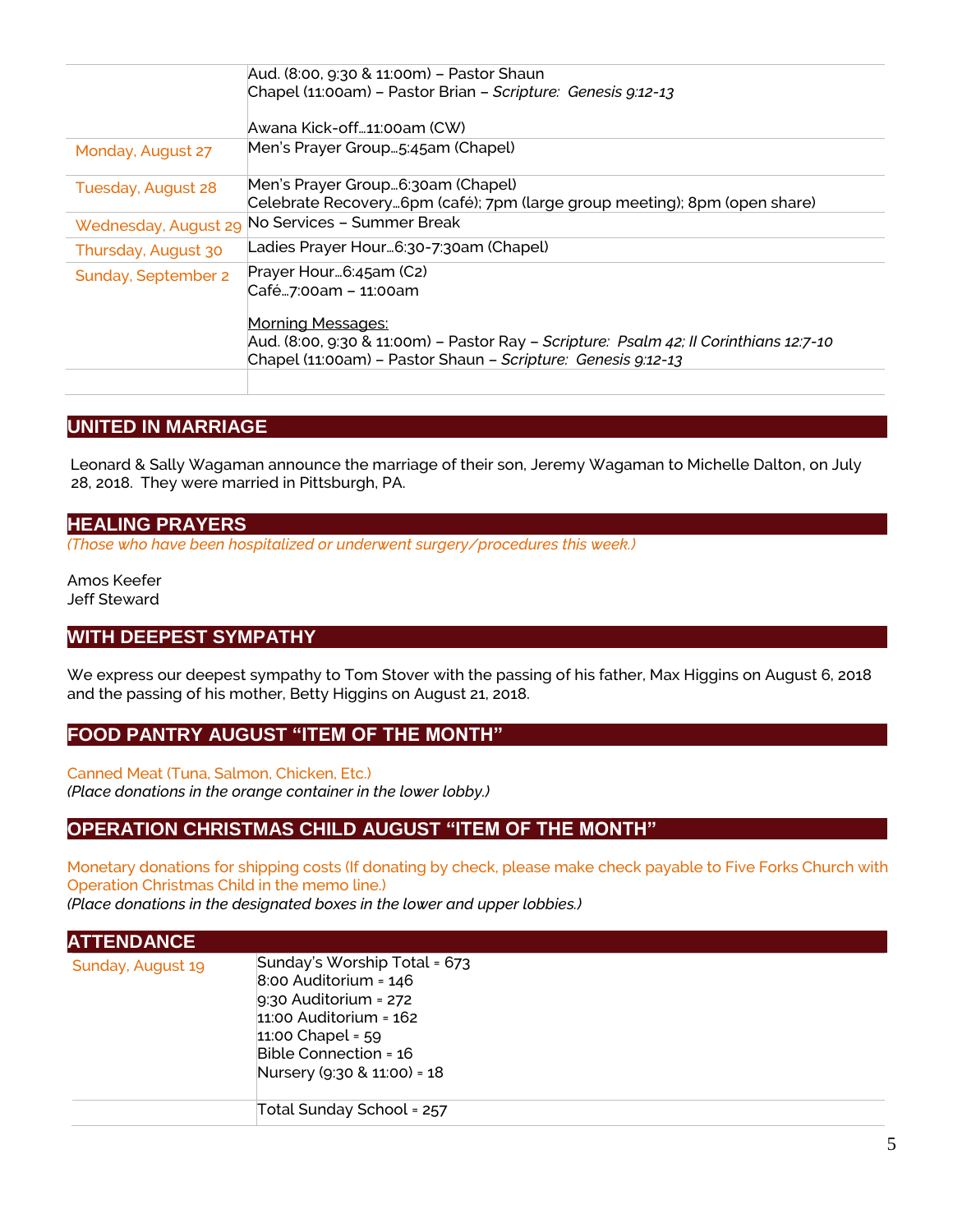| | |
|---|---|
| | Aud. (8:00, 9:30 & 11:00m) – Pastor Shaun<br>Chapel (11:00am) – Pastor Brian – *Scripture: Genesis 9:12-13*<br><br>Awana Kick-off…11:00am (CW) |
| Monday, August 27 | Men's Prayer Group…5:45am (Chapel) |
| Tuesday, August 28 | Men's Prayer Group…6:30am (Chapel)<br>Celebrate Recovery…6pm (café); 7pm (large group meeting); 8pm (open share) |
| Wednesday, August 29 | No Services – Summer Break |
| Thursday, August 30 | Ladies Prayer Hour…6:30-7:30am (Chapel) |
| Sunday, September 2 | Prayer Hour…6:45am (C2)<br>Café…7:00am – 11:00am<br><br>Morning Messages:<br>Aud. (8:00, 9:30 & 11:00m) – Pastor Ray – *Scripture: Psalm 42; II Corinthians 12:7-10*<br>Chapel (11:00am) – Pastor Shaun – *Scripture: Genesis 9:12-13* |
| | |

## UNITED IN MARRIAGE

Leonard & Sally Wagaman announce the marriage of their son, Jeremy Wagaman to Michelle Dalton, on July 28, 2018. They were married in Pittsburgh, PA.

## HEALING PRAYERS

*(Those who have been hospitalized or underwent surgery/procedures this week.)*

Amos Keefer
Jeff Steward

## WITH DEEPEST SYMPATHY

We express our deepest sympathy to Tom Stover with the passing of his father, Max Higgins on August 6, 2018 and the passing of his mother, Betty Higgins on August 21, 2018.

## FOOD PANTRY AUGUST "ITEM OF THE MONTH"

Canned Meat (Tuna, Salmon, Chicken, Etc.)
*(Place donations in the orange container in the lower lobby.)*

## OPERATION CHRISTMAS CHILD AUGUST "ITEM OF THE MONTH"

Monetary donations for shipping costs (If donating by check, please make check payable to Five Forks Church with Operation Christmas Child in the memo line.)
*(Place donations in the designated boxes in the lower and upper lobbies.)*

## ATTENDANCE

| | |
|---|---|
| Sunday, August 19 | Sunday's Worship Total = 673<br>8:00 Auditorium = 146<br>9:30 Auditorium = 272<br>11:00 Auditorium = 162<br>11:00 Chapel = 59<br>Bible Connection = 16<br>Nursery (9:30 & 11:00) = 18 |
| | Total Sunday School = 257 |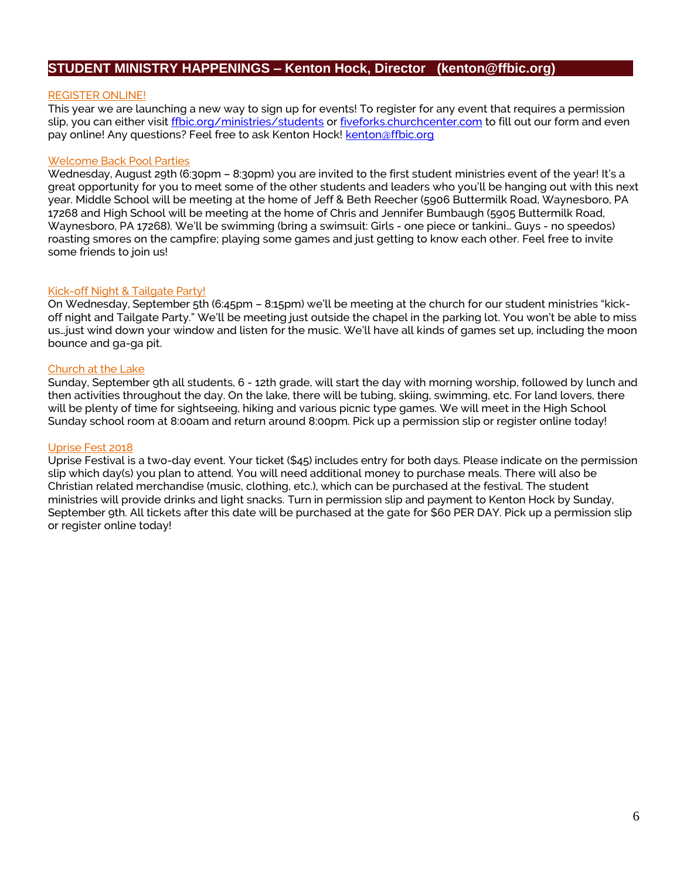## STUDENT MINISTRY HAPPENINGS – Kenton Hock, Director (kenton@ffbic.org)

REGISTER ONLINE!

This year we are launching a new way to sign up for events! To register for any event that requires a permission slip, you can either visit ffbic.org/ministries/students or fiveforks.churchcenter.com to fill out our form and even pay online! Any questions? Feel free to ask Kenton Hock! kenton@ffbic.org

Welcome Back Pool Parties

Wednesday, August 29th (6:30pm – 8:30pm) you are invited to the first student ministries event of the year! It's a great opportunity for you to meet some of the other students and leaders who you'll be hanging out with this next year. Middle School will be meeting at the home of Jeff & Beth Reecher (5906 Buttermilk Road, Waynesboro, PA 17268 and High School will be meeting at the home of Chris and Jennifer Bumbaugh (5905 Buttermilk Road, Waynesboro, PA 17268). We'll be swimming (bring a swimsuit: Girls - one piece or tankini… Guys - no speedos) roasting smores on the campfire; playing some games and just getting to know each other. Feel free to invite some friends to join us!

Kick-off Night & Tailgate Party!

On Wednesday, September 5th (6:45pm – 8:15pm) we'll be meeting at the church for our student ministries "kick-off night and Tailgate Party." We'll be meeting just outside the chapel in the parking lot. You won't be able to miss us…just wind down your window and listen for the music. We'll have all kinds of games set up, including the moon bounce and ga-ga pit.

Church at the Lake

Sunday, September 9th all students, 6 - 12th grade, will start the day with morning worship, followed by lunch and then activities throughout the day. On the lake, there will be tubing, skiing, swimming, etc. For land lovers, there will be plenty of time for sightseeing, hiking and various picnic type games. We will meet in the High School Sunday school room at 8:00am and return around 8:00pm. Pick up a permission slip or register online today!

Uprise Fest 2018

Uprise Festival is a two-day event. Your ticket ($45) includes entry for both days. Please indicate on the permission slip which day(s) you plan to attend. You will need additional money to purchase meals. There will also be Christian related merchandise (music, clothing, etc.), which can be purchased at the festival. The student ministries will provide drinks and light snacks. Turn in permission slip and payment to Kenton Hock by Sunday, September 9th. All tickets after this date will be purchased at the gate for $60 PER DAY. Pick up a permission slip or register online today!